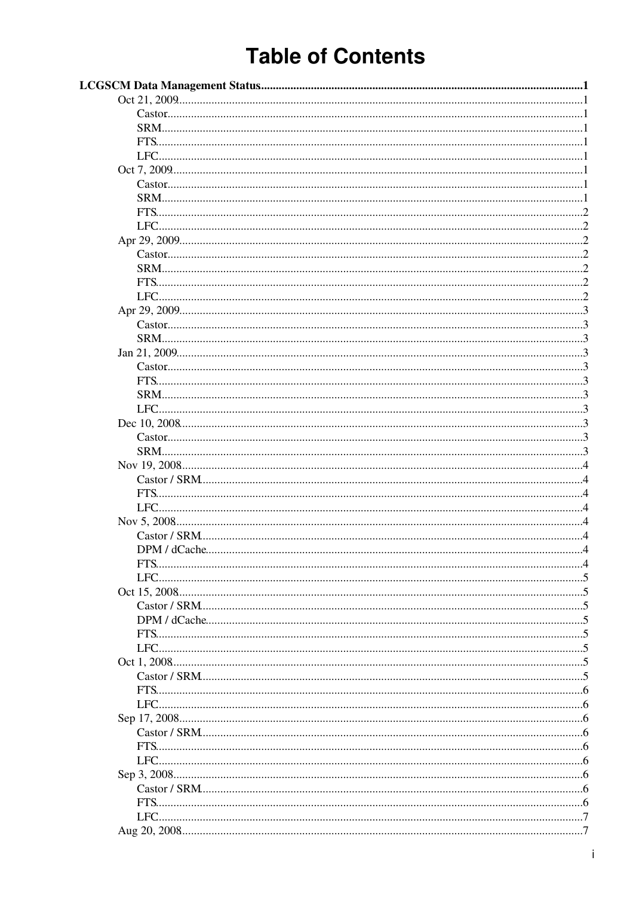# Table of Contents

**LCGSCM Data Management Status** .......... 1

- Oct 21, 2009 .......... 1
  - Castor .......... 1
  - SRM .......... 1
  - FTS .......... 1
  - LFC .......... 1
- Oct 7, 2009 .......... 1
  - Castor .......... 1
  - SRM .......... 1
  - FTS .......... 2
  - LFC .......... 2
- Apr 29, 2009 .......... 2
  - Castor .......... 2
  - SRM .......... 2
  - FTS .......... 2
  - LFC .......... 2
- Apr 29, 2009 .......... 3
  - Castor .......... 3
  - SRM .......... 3
- Jan 21, 2009 .......... 3
  - Castor .......... 3
  - FTS .......... 3
  - SRM .......... 3
  - LFC .......... 3
- Dec 10, 2008 .......... 3
  - Castor .......... 3
  - SRM .......... 3
- Nov 19, 2008 .......... 4
  - Castor / SRM .......... 4
  - FTS .......... 4
  - LFC .......... 4
- Nov 5, 2008 .......... 4
  - Castor / SRM .......... 4
  - DPM / dCache .......... 4
  - FTS .......... 4
  - LFC .......... 5
- Oct 15, 2008 .......... 5
  - Castor / SRM .......... 5
  - DPM / dCache .......... 5
  - FTS .......... 5
  - LFC .......... 5
- Oct 1, 2008 .......... 5
  - Castor / SRM .......... 5
  - FTS .......... 6
  - LFC .......... 6
- Sep 17, 2008 .......... 6
  - Castor / SRM .......... 6
  - FTS .......... 6
  - LFC .......... 6
- Sep 3, 2008 .......... 6
  - Castor / SRM .......... 6
  - FTS .......... 6
  - LFC .......... 7
- Aug 20, 2008 .......... 7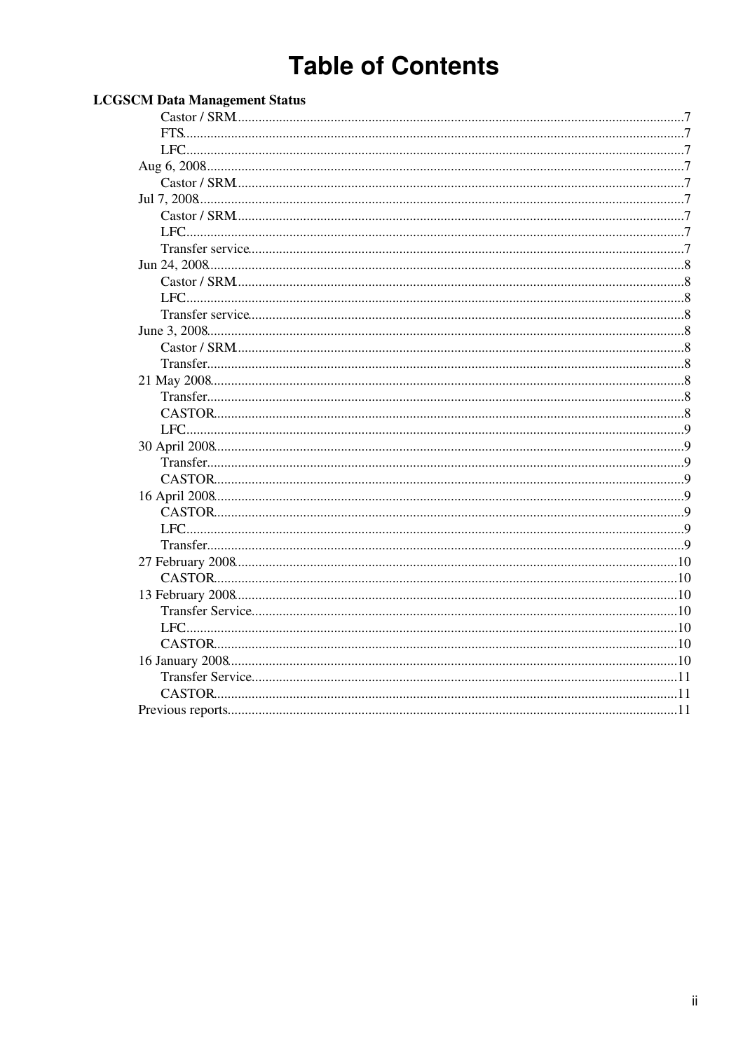# Table of Contents

**LCGSCM Data Management Status**

- Castor / SRM.....7
- FTS.....7
- LFC.....7
- Aug 6, 2008.....7
  - Castor / SRM.....7
- Jul 7, 2008.....7
  - Castor / SRM.....7
  - LFC.....7
  - Transfer service.....7
- Jun 24, 2008.....8
  - Castor / SRM.....8
  - LFC.....8
  - Transfer service.....8
- June 3, 2008.....8
  - Castor / SRM.....8
  - Transfer.....8
- 21 May 2008.....8
  - Transfer.....8
  - CASTOR.....8
  - LFC.....9
- 30 April 2008.....9
  - Transfer.....9
  - CASTOR.....9
- 16 April 2008.....9
  - CASTOR.....9
  - LFC.....9
  - Transfer.....9
- 27 February 2008.....10
  - CASTOR.....10
- 13 February 2008.....10
  - Transfer Service.....10
  - LFC.....10
  - CASTOR.....10
- 16 January 2008.....10
  - Transfer Service.....11
  - CASTOR.....11
- Previous reports.....11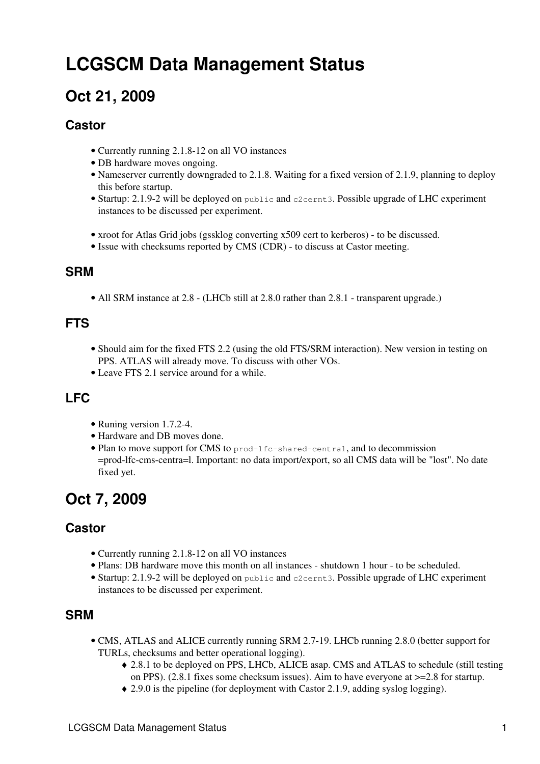# LCGSCM Data Management Status

## Oct 21, 2009

### Castor

- Currently running 2.1.8-12 on all VO instances
- DB hardware moves ongoing.
- Nameserver currently downgraded to 2.1.8. Waiting for a fixed version of 2.1.9, planning to deploy this before startup.
- Startup: 2.1.9-2 will be deployed on `public` and `c2cernt3`. Possible upgrade of LHC experiment instances to be discussed per experiment.

- xroot for Atlas Grid jobs (gssklog converting x509 cert to kerberos) - to be discussed.
- Issue with checksums reported by CMS (CDR) - to discuss at Castor meeting.

### SRM

- All SRM instance at 2.8 - (LHCb still at 2.8.0 rather than 2.8.1 - transparent upgrade.)

### FTS

- Should aim for the fixed FTS 2.2 (using the old FTS/SRM interaction). New version in testing on PPS. ATLAS will already move. To discuss with other VOs.
- Leave FTS 2.1 service around for a while.

### LFC

- Runing version 1.7.2-4.
- Hardware and DB moves done.
- Plan to move support for CMS to `prod-lfc-shared-central`, and to decommission =prod-lfc-cms-centra=l. Important: no data import/export, so all CMS data will be "lost". No date fixed yet.

## Oct 7, 2009

### Castor

- Currently running 2.1.8-12 on all VO instances
- Plans: DB hardware move this month on all instances - shutdown 1 hour - to be scheduled.
- Startup: 2.1.9-2 will be deployed on `public` and `c2cernt3`. Possible upgrade of LHC experiment instances to be discussed per experiment.

### SRM

- CMS, ATLAS and ALICE currently running SRM 2.7-19. LHCb running 2.8.0 (better support for TURLs, checksums and better operational logging).
    - 2.8.1 to be deployed on PPS, LHCb, ALICE asap. CMS and ATLAS to schedule (still testing on PPS). (2.8.1 fixes some checksum issues). Aim to have everyone at >=2.8 for startup.
    - 2.9.0 is the pipeline (for deployment with Castor 2.1.9, adding syslog logging).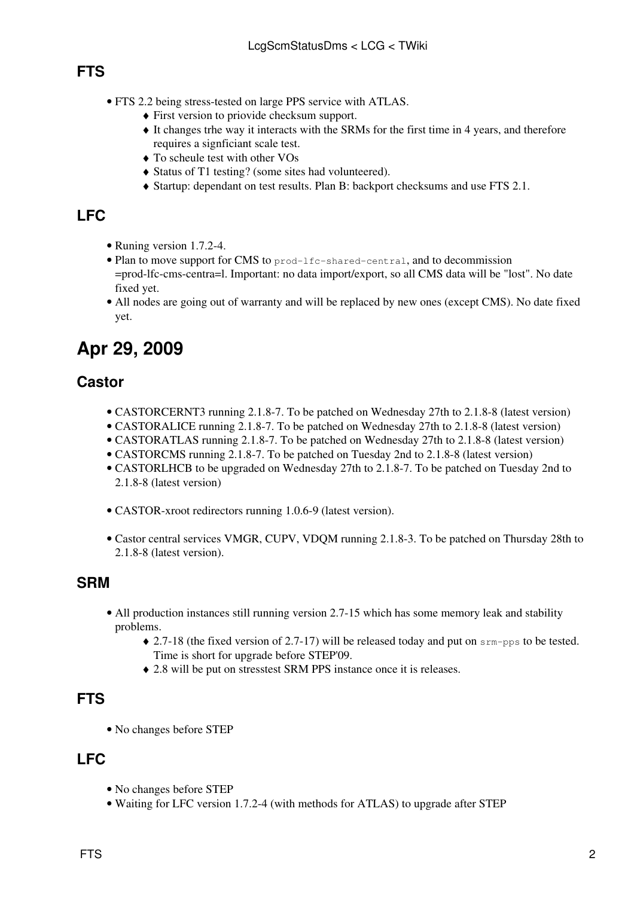## FTS

- FTS 2.2 being stress-tested on large PPS service with ATLAS.
    - First version to priovide checksum support.
    - It changes trhe way it interacts with the SRMs for the first time in 4 years, and therefore requires a signficiant scale test.
    - To scheule test with other VOs
    - Status of T1 testing? (some sites had volunteered).
    - Startup: dependant on test results. Plan B: backport checksums and use FTS 2.1.

## LFC

- Runing version 1.7.2-4.
- Plan to move support for CMS to `prod-lfc-shared-central`, and to decommission =prod-lfc-cms-centra=l. Important: no data import/export, so all CMS data will be "lost". No date fixed yet.
- All nodes are going out of warranty and will be replaced by new ones (except CMS). No date fixed yet.

# Apr 29, 2009

## Castor

- CASTORCERNT3 running 2.1.8-7. To be patched on Wednesday 27th to 2.1.8-8 (latest version)
- CASTORALICE running 2.1.8-7. To be patched on Wednesday 27th to 2.1.8-8 (latest version)
- CASTORATLAS running 2.1.8-7. To be patched on Wednesday 27th to 2.1.8-8 (latest version)
- CASTORCMS running 2.1.8-7. To be patched on Tuesday 2nd to 2.1.8-8 (latest version)
- CASTORLHCB to be upgraded on Wednesday 27th to 2.1.8-7. To be patched on Tuesday 2nd to 2.1.8-8 (latest version)

- CASTOR-xroot redirectors running 1.0.6-9 (latest version).

- Castor central services VMGR, CUPV, VDQM running 2.1.8-3. To be patched on Thursday 28th to 2.1.8-8 (latest version).

## SRM

- All production instances still running version 2.7-15 which has some memory leak and stability problems.
    - 2.7-18 (the fixed version of 2.7-17) will be released today and put on `srm-pps` to be tested. Time is short for upgrade before STEP'09.
    - 2.8 will be put on stresstest SRM PPS instance once it is releases.

## FTS

- No changes before STEP

## LFC

- No changes before STEP
- Waiting for LFC version 1.7.2-4 (with methods for ATLAS) to upgrade after STEP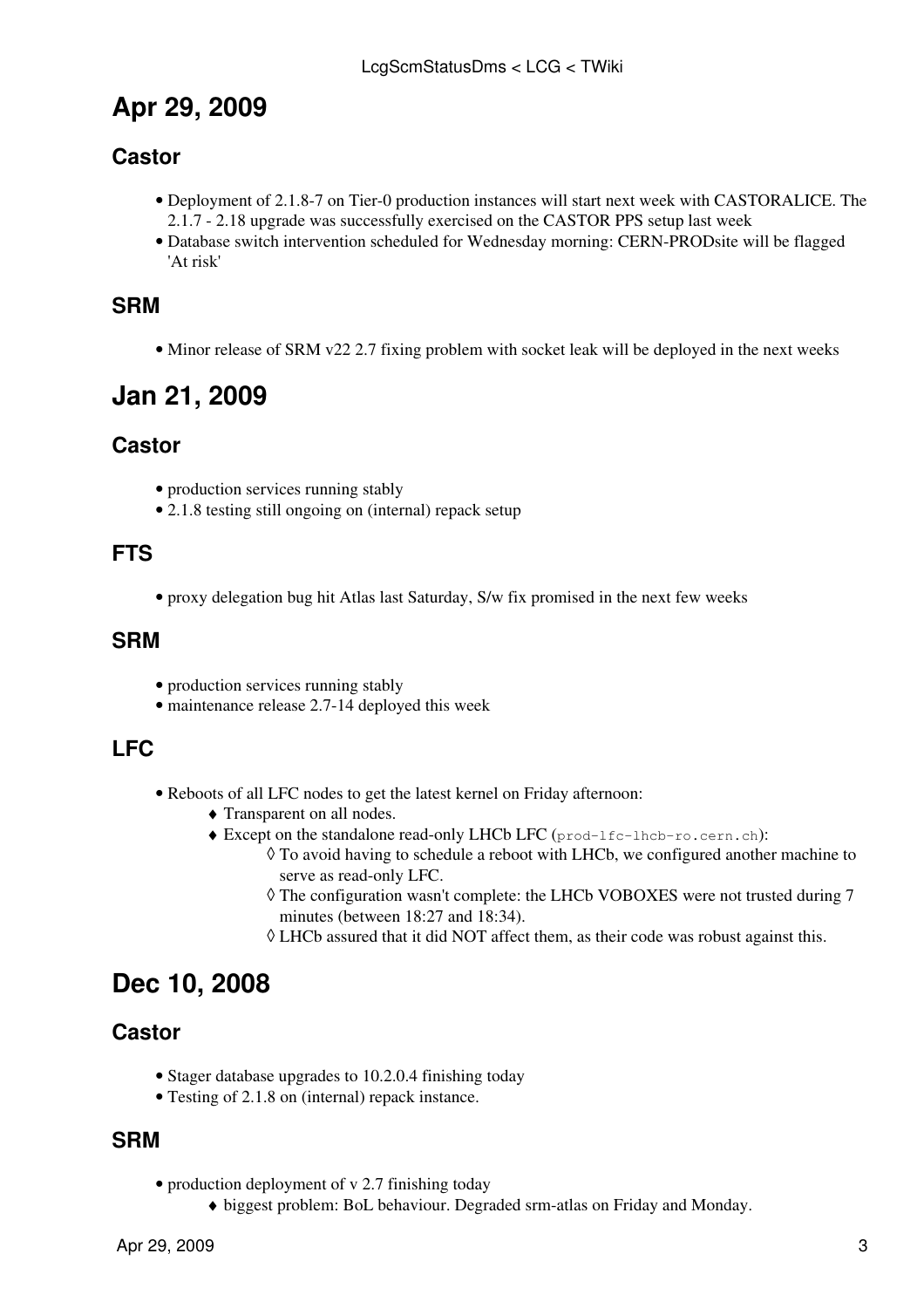## Apr 29, 2009

### Castor

- Deployment of 2.1.8-7 on Tier-0 production instances will start next week with CASTORALICE. The 2.1.7 - 2.18 upgrade was successfully exercised on the CASTOR PPS setup last week
- Database switch intervention scheduled for Wednesday morning: CERN-PRODsite will be flagged 'At risk'

### SRM

- Minor release of SRM v22 2.7 fixing problem with socket leak will be deployed in the next weeks

## Jan 21, 2009

### Castor

- production services running stably
- 2.1.8 testing still ongoing on (internal) repack setup

### FTS

- proxy delegation bug hit Atlas last Saturday, S/w fix promised in the next few weeks

### SRM

- production services running stably
- maintenance release 2.7-14 deployed this week

### LFC

- Reboots of all LFC nodes to get the latest kernel on Friday afternoon:
    - Transparent on all nodes.
    - Except on the standalone read-only LHCb LFC (`prod-lfc-lhcb-ro.cern.ch`):
        - To avoid having to schedule a reboot with LHCb, we configured another machine to serve as read-only LFC.
        - The configuration wasn't complete: the LHCb VOBOXES were not trusted during 7 minutes (between 18:27 and 18:34).
        - LHCb assured that it did NOT affect them, as their code was robust against this.

## Dec 10, 2008

### Castor

- Stager database upgrades to 10.2.0.4 finishing today
- Testing of 2.1.8 on (internal) repack instance.

### SRM

- production deployment of v 2.7 finishing today
    - biggest problem: BoL behaviour. Degraded srm-atlas on Friday and Monday.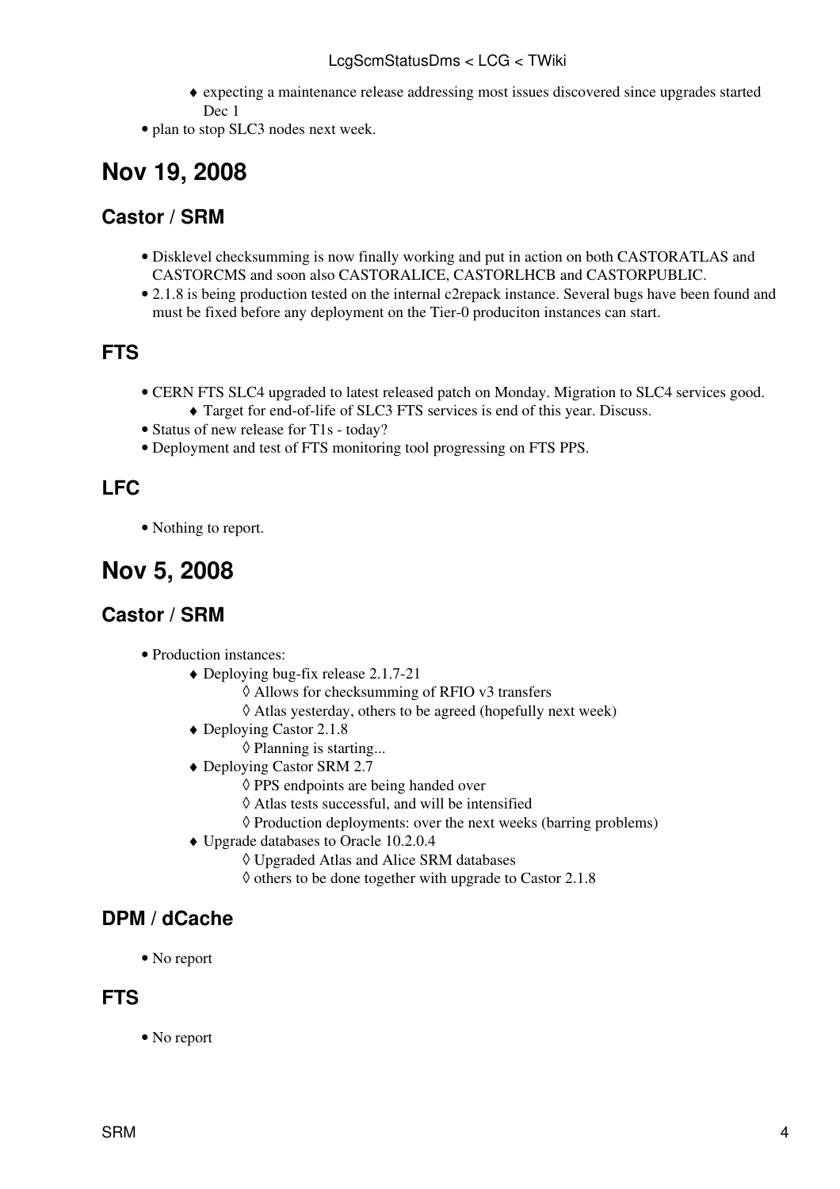- expecting a maintenance release addressing most issues discovered since upgrades started Dec 1
- plan to stop SLC3 nodes next week.

# Nov 19, 2008

## Castor / SRM

- Disklevel checksumming is now finally working and put in action on both CASTORATLAS and CASTORCMS and soon also CASTORALICE, CASTORLHCB and CASTORPUBLIC.
- 2.1.8 is being production tested on the internal c2repack instance. Several bugs have been found and must be fixed before any deployment on the Tier-0 produciton instances can start.

## FTS

- CERN FTS SLC4 upgraded to latest released patch on Monday. Migration to SLC4 services good.
    - Target for end-of-life of SLC3 FTS services is end of this year. Discuss.
- Status of new release for T1s - today?
- Deployment and test of FTS monitoring tool progressing on FTS PPS.

## LFC

- Nothing to report.

# Nov 5, 2008

## Castor / SRM

- Production instances:
    - Deploying bug-fix release 2.1.7-21
        - Allows for checksumming of RFIO v3 transfers
        - Atlas yesterday, others to be agreed (hopefully next week)
    - Deploying Castor 2.1.8
        - Planning is starting...
    - Deploying Castor SRM 2.7
        - PPS endpoints are being handed over
        - Atlas tests successful, and will be intensified
        - Production deployments: over the next weeks (barring problems)
    - Upgrade databases to Oracle 10.2.0.4
        - Upgraded Atlas and Alice SRM databases
        - others to be done together with upgrade to Castor 2.1.8

## DPM / dCache

- No report

## FTS

- No report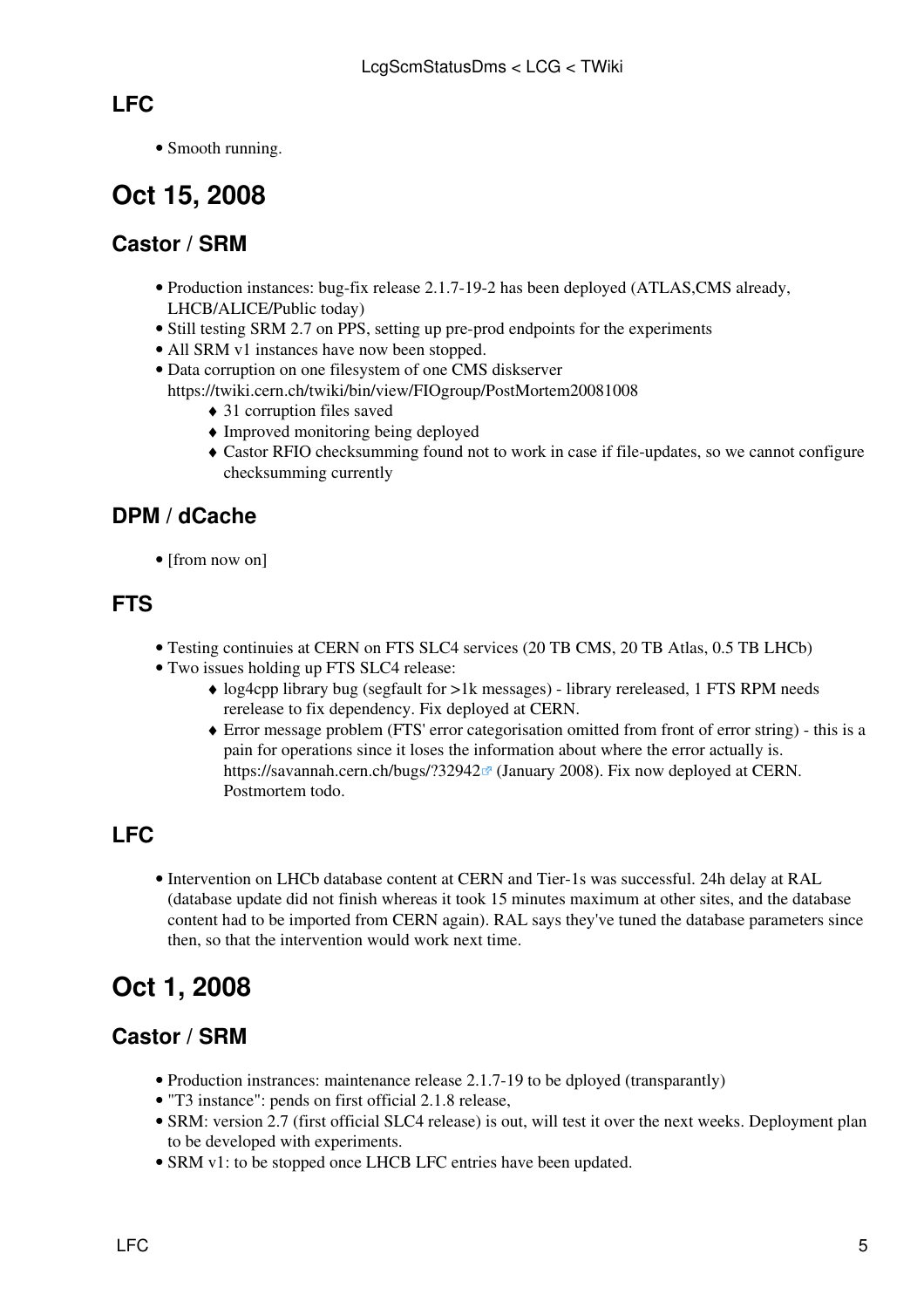## LFC

- Smooth running.

# Oct 15, 2008

## Castor / SRM

- Production instances: bug-fix release 2.1.7-19-2 has been deployed (ATLAS,CMS already, LHCB/ALICE/Public today)
- Still testing SRM 2.7 on PPS, setting up pre-prod endpoints for the experiments
- All SRM v1 instances have now been stopped.
- Data corruption on one filesystem of one CMS diskserver https://twiki.cern.ch/twiki/bin/view/FIOgroup/PostMortem20081008
    - 31 corruption files saved
    - Improved monitoring being deployed
    - Castor RFIO checksumming found not to work in case if file-updates, so we cannot configure checksumming currently

## DPM / dCache

- [from now on]

## FTS

- Testing continuies at CERN on FTS SLC4 services (20 TB CMS, 20 TB Atlas, 0.5 TB LHCb)
- Two issues holding up FTS SLC4 release:
    - log4cpp library bug (segfault for >1k messages) - library rereleased, 1 FTS RPM needs rerelease to fix dependency. Fix deployed at CERN.
    - Error message problem (FTS' error categorisation omitted from front of error string) - this is a pain for operations since it loses the information about where the error actually is. https://savannah.cern.ch/bugs/?32942 (January 2008). Fix now deployed at CERN. Postmortem todo.

## LFC

- Intervention on LHCb database content at CERN and Tier-1s was successful. 24h delay at RAL (database update did not finish whereas it took 15 minutes maximum at other sites, and the database content had to be imported from CERN again). RAL says they've tuned the database parameters since then, so that the intervention would work next time.

# Oct 1, 2008

## Castor / SRM

- Production instrances: maintenance release 2.1.7-19 to be dployed (transparantly)
- "T3 instance": pends on first official 2.1.8 release,
- SRM: version 2.7 (first official SLC4 release) is out, will test it over the next weeks. Deployment plan to be developed with experiments.
- SRM v1: to be stopped once LHCB LFC entries have been updated.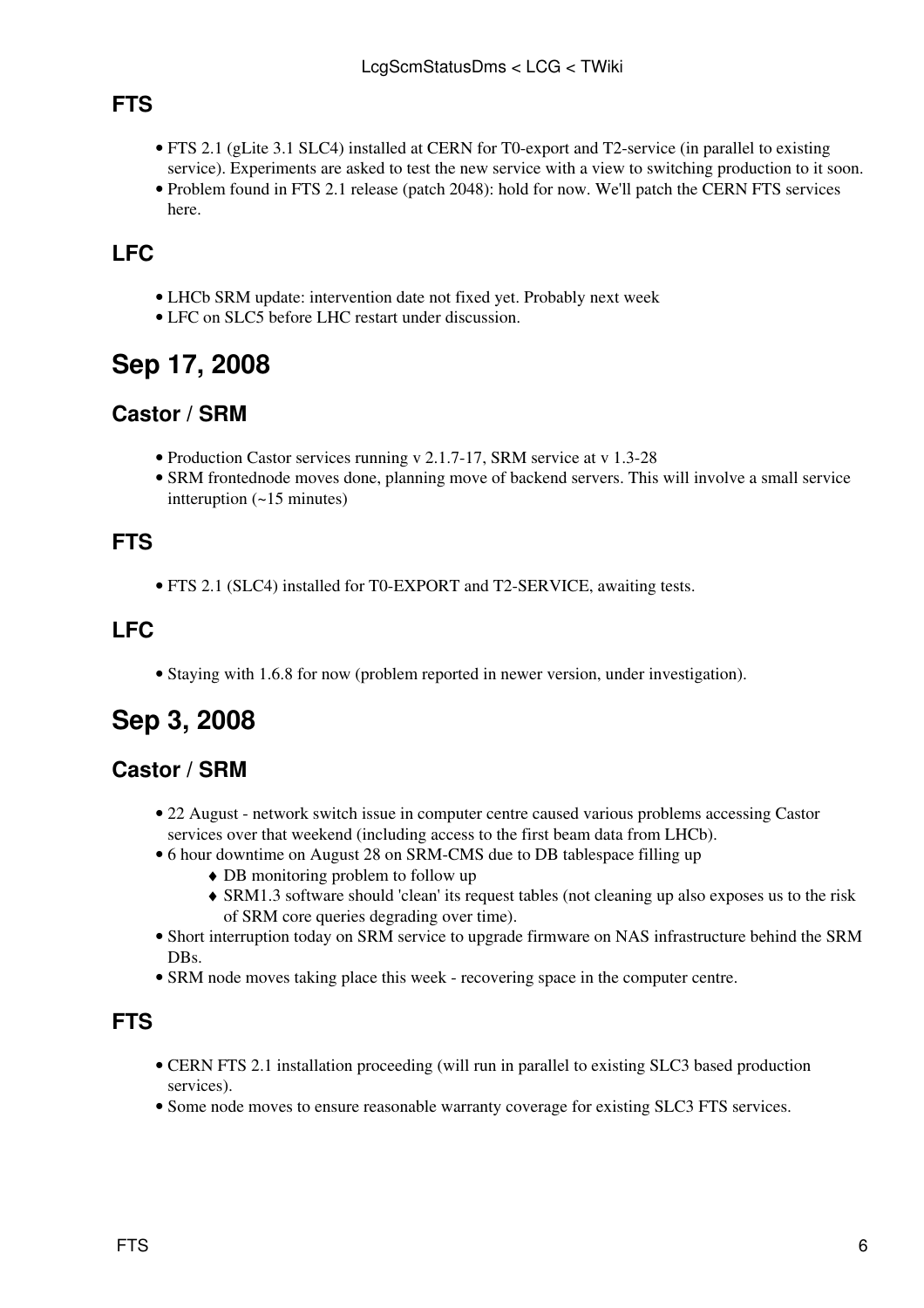### FTS

- FTS 2.1 (gLite 3.1 SLC4) installed at CERN for T0-export and T2-service (in parallel to existing service). Experiments are asked to test the new service with a view to switching production to it soon.
- Problem found in FTS 2.1 release (patch 2048): hold for now. We'll patch the CERN FTS services here.

### LFC

- LHCb SRM update: intervention date not fixed yet. Probably next week
- LFC on SLC5 before LHC restart under discussion.

## Sep 17, 2008

### Castor / SRM

- Production Castor services running v 2.1.7-17, SRM service at v 1.3-28
- SRM frontednode moves done, planning move of backend servers. This will involve a small service intteruption (~15 minutes)

### FTS

- FTS 2.1 (SLC4) installed for T0-EXPORT and T2-SERVICE, awaiting tests.

### LFC

- Staying with 1.6.8 for now (problem reported in newer version, under investigation).

## Sep 3, 2008

### Castor / SRM

- 22 August - network switch issue in computer centre caused various problems accessing Castor services over that weekend (including access to the first beam data from LHCb).
- 6 hour downtime on August 28 on SRM-CMS due to DB tablespace filling up
    - DB monitoring problem to follow up
    - SRM1.3 software should 'clean' its request tables (not cleaning up also exposes us to the risk of SRM core queries degrading over time).
- Short interruption today on SRM service to upgrade firmware on NAS infrastructure behind the SRM DBs.
- SRM node moves taking place this week - recovering space in the computer centre.

### FTS

- CERN FTS 2.1 installation proceeding (will run in parallel to existing SLC3 based production services).
- Some node moves to ensure reasonable warranty coverage for existing SLC3 FTS services.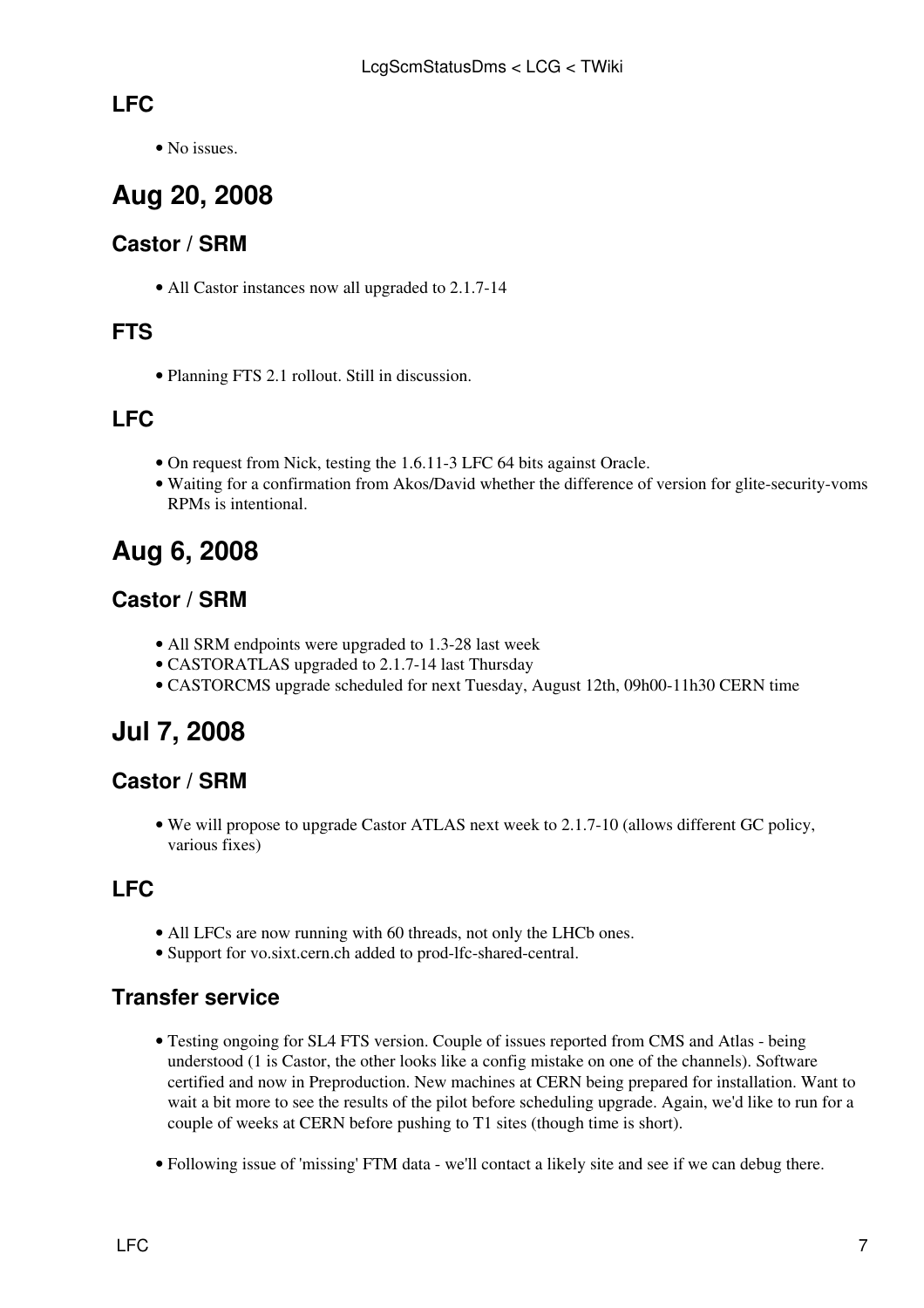### LFC

- No issues.

## Aug 20, 2008

### Castor / SRM

- All Castor instances now all upgraded to 2.1.7-14

### FTS

- Planning FTS 2.1 rollout. Still in discussion.

### LFC

- On request from Nick, testing the 1.6.11-3 LFC 64 bits against Oracle.
- Waiting for a confirmation from Akos/David whether the difference of version for glite-security-voms RPMs is intentional.

## Aug 6, 2008

### Castor / SRM

- All SRM endpoints were upgraded to 1.3-28 last week
- CASTORATLAS upgraded to 2.1.7-14 last Thursday
- CASTORCMS upgrade scheduled for next Tuesday, August 12th, 09h00-11h30 CERN time

## Jul 7, 2008

### Castor / SRM

- We will propose to upgrade Castor ATLAS next week to 2.1.7-10 (allows different GC policy, various fixes)

### LFC

- All LFCs are now running with 60 threads, not only the LHCb ones.
- Support for vo.sixt.cern.ch added to prod-lfc-shared-central.

### Transfer service

- Testing ongoing for SL4 FTS version. Couple of issues reported from CMS and Atlas - being understood (1 is Castor, the other looks like a config mistake on one of the channels). Software certified and now in Preproduction. New machines at CERN being prepared for installation. Want to wait a bit more to see the results of the pilot before scheduling upgrade. Again, we'd like to run for a couple of weeks at CERN before pushing to T1 sites (though time is short).

- Following issue of 'missing' FTM data - we'll contact a likely site and see if we can debug there.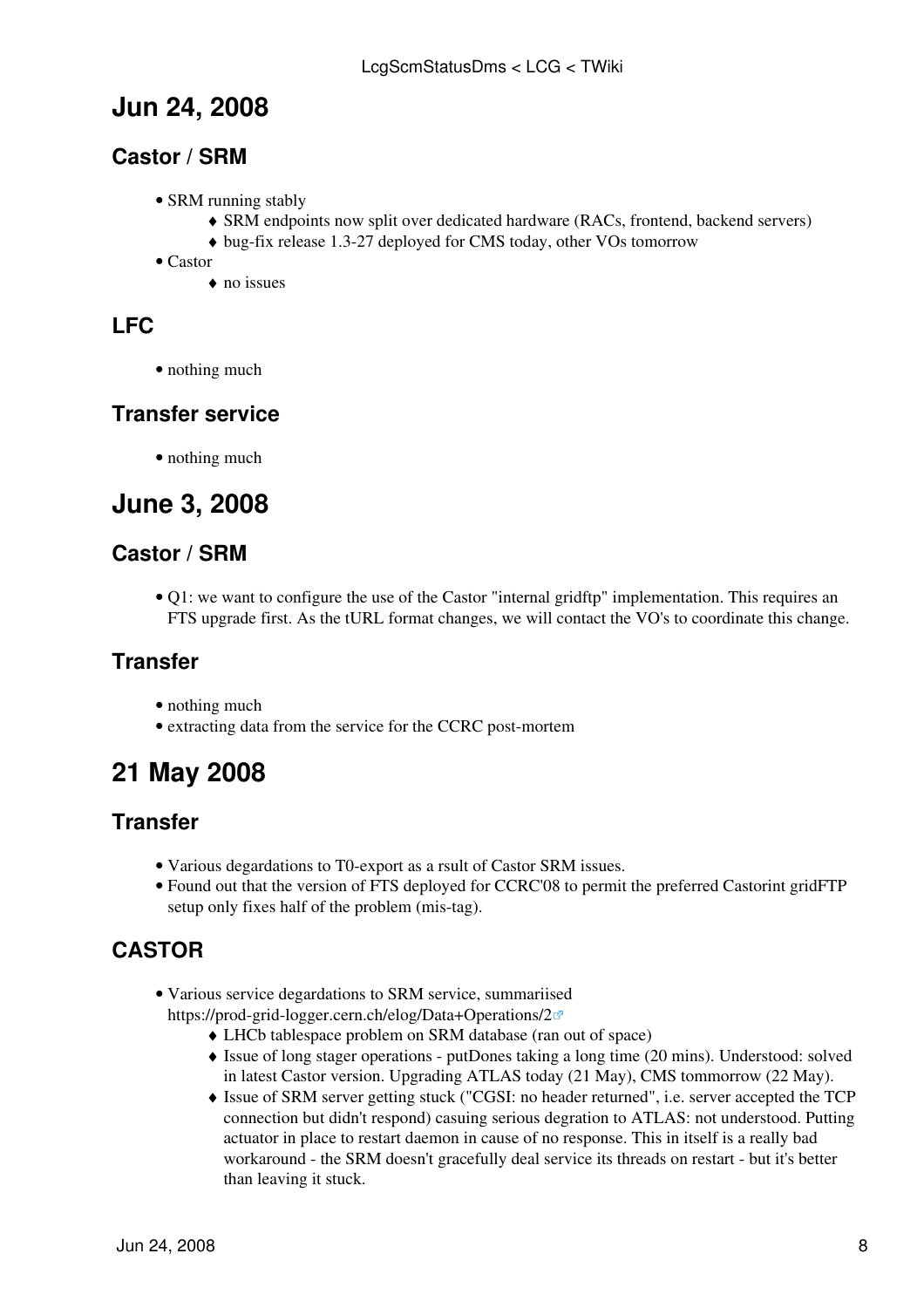# Jun 24, 2008

## Castor / SRM

- SRM running stably
    - SRM endpoints now split over dedicated hardware (RACs, frontend, backend servers)
    - bug-fix release 1.3-27 deployed for CMS today, other VOs tomorrow
- Castor
    - no issues

## LFC

- nothing much

## Transfer service

- nothing much

# June 3, 2008

## Castor / SRM

- Q1: we want to configure the use of the Castor "internal gridftp" implementation. This requires an FTS upgrade first. As the tURL format changes, we will contact the VO's to coordinate this change.

## Transfer

- nothing much
- extracting data from the service for the CCRC post-mortem

# 21 May 2008

## Transfer

- Various degardations to T0-export as a rsult of Castor SRM issues.
- Found out that the version of FTS deployed for CCRC'08 to permit the preferred Castorint gridFTP setup only fixes half of the problem (mis-tag).

## CASTOR

- Various service degardations to SRM service, summariised https://prod-grid-logger.cern.ch/elog/Data+Operations/2
    - LHCb tablespace problem on SRM database (ran out of space)
    - Issue of long stager operations - putDones taking a long time (20 mins). Understood: solved in latest Castor version. Upgrading ATLAS today (21 May), CMS tommorrow (22 May).
    - Issue of SRM server getting stuck ("CGSI: no header returned", i.e. server accepted the TCP connection but didn't respond) casuing serious degration to ATLAS: not understood. Putting actuator in place to restart daemon in cause of no response. This in itself is a really bad workaround - the SRM doesn't gracefully deal service its threads on restart - but it's better than leaving it stuck.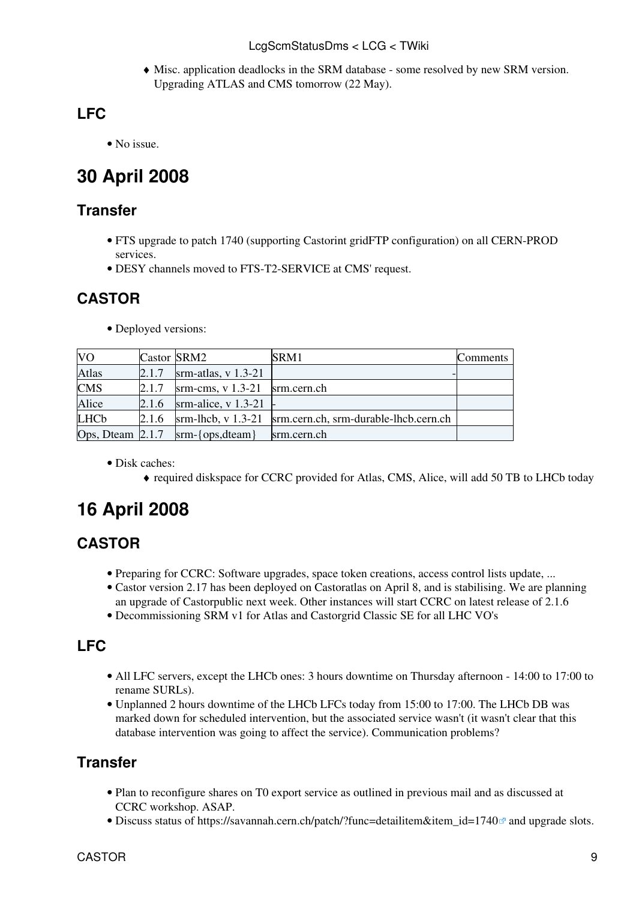- Misc. application deadlocks in the SRM database - some resolved by new SRM version. Upgrading ATLAS and CMS tomorrow (22 May).

## LFC

- No issue.

# 30 April 2008

## Transfer

- FTS upgrade to patch 1740 (supporting Castorint gridFTP configuration) on all CERN-PROD services.
- DESY channels moved to FTS-T2-SERVICE at CMS' request.

## CASTOR

- Deployed versions:

| VO | Castor | SRM2 | SRM1 | Comments |
|---|---|---|---|---|
| Atlas | 2.1.7 | srm-atlas, v 1.3-21 | - | |
| CMS | 2.1.7 | srm-cms, v 1.3-21 | srm.cern.ch | |
| Alice | 2.1.6 | srm-alice, v 1.3-21 | - | |
| LHCb | 2.1.6 | srm-lhcb, v 1.3-21 | srm.cern.ch, srm-durable-lhcb.cern.ch | |
| Ops, Dteam | 2.1.7 | srm-{ops,dteam} | srm.cern.ch | |

- Disk caches:
  - required diskspace for CCRC provided for Atlas, CMS, Alice, will add 50 TB to LHCb today

# 16 April 2008

## CASTOR

- Preparing for CCRC: Software upgrades, space token creations, access control lists update, ...
- Castor version 2.17 has been deployed on Castoratlas on April 8, and is stabilising. We are planning an upgrade of Castorpublic next week. Other instances will start CCRC on latest release of 2.1.6
- Decommissioning SRM v1 for Atlas and Castorgrid Classic SE for all LHC VO's

## LFC

- All LFC servers, except the LHCb ones: 3 hours downtime on Thursday afternoon - 14:00 to 17:00 to rename SURLs).
- Unplanned 2 hours downtime of the LHCb LFCs today from 15:00 to 17:00. The LHCb DB was marked down for scheduled intervention, but the associated service wasn't (it wasn't clear that this database intervention was going to affect the service). Communication problems?

## Transfer

- Plan to reconfigure shares on T0 export service as outlined in previous mail and as discussed at CCRC workshop. ASAP.
- Discuss status of https://savannah.cern.ch/patch/?func=detailitem&item_id=1740 and upgrade slots.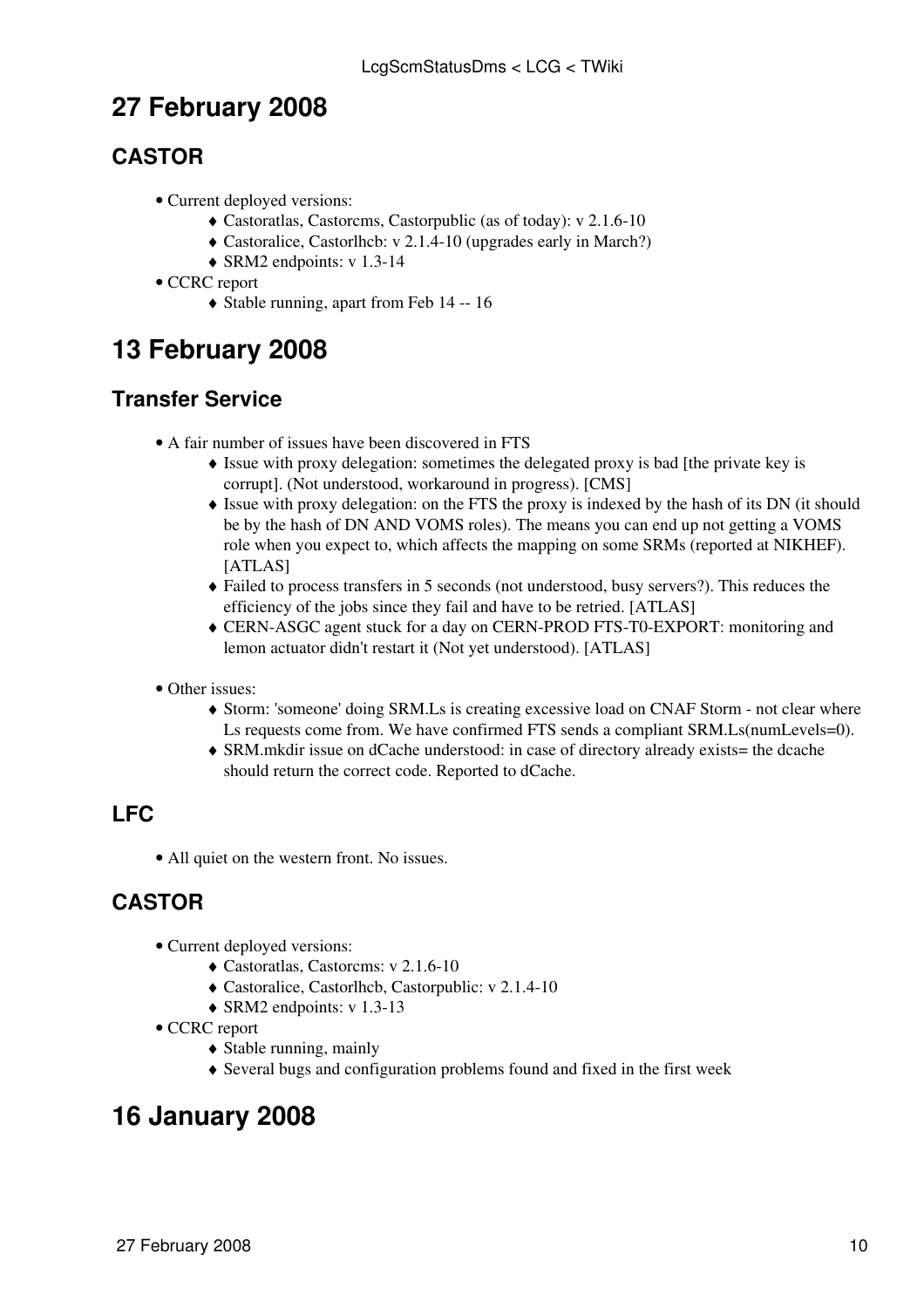# 27 February 2008

## CASTOR

- Current deployed versions:
  - Castoratlas, Castorcms, Castorpublic (as of today): v 2.1.6-10
  - Castoralice, Castorlhcb: v 2.1.4-10 (upgrades early in March?)
  - SRM2 endpoints: v 1.3-14
- CCRC report
  - Stable running, apart from Feb 14 -- 16

# 13 February 2008

## Transfer Service

- A fair number of issues have been discovered in FTS
  - Issue with proxy delegation: sometimes the delegated proxy is bad [the private key is corrupt]. (Not understood, workaround in progress). [CMS]
  - Issue with proxy delegation: on the FTS the proxy is indexed by the hash of its DN (it should be by the hash of DN AND VOMS roles). The means you can end up not getting a VOMS role when you expect to, which affects the mapping on some SRMs (reported at NIKHEF). [ATLAS]
  - Failed to process transfers in 5 seconds (not understood, busy servers?). This reduces the efficiency of the jobs since they fail and have to be retried. [ATLAS]
  - CERN-ASGC agent stuck for a day on CERN-PROD FTS-T0-EXPORT: monitoring and lemon actuator didn't restart it (Not yet understood). [ATLAS]
- Other issues:
  - Storm: 'someone' doing SRM.Ls is creating excessive load on CNAF Storm - not clear where Ls requests come from. We have confirmed FTS sends a compliant SRM.Ls(numLevels=0).
  - SRM.mkdir issue on dCache understood: in case of directory already exists= the dcache should return the correct code. Reported to dCache.

## LFC

- All quiet on the western front. No issues.

## CASTOR

- Current deployed versions:
  - Castoratlas, Castorcms: v 2.1.6-10
  - Castoralice, Castorlhcb, Castorpublic: v 2.1.4-10
  - SRM2 endpoints: v 1.3-13
- CCRC report
  - Stable running, mainly
  - Several bugs and configuration problems found and fixed in the first week

# 16 January 2008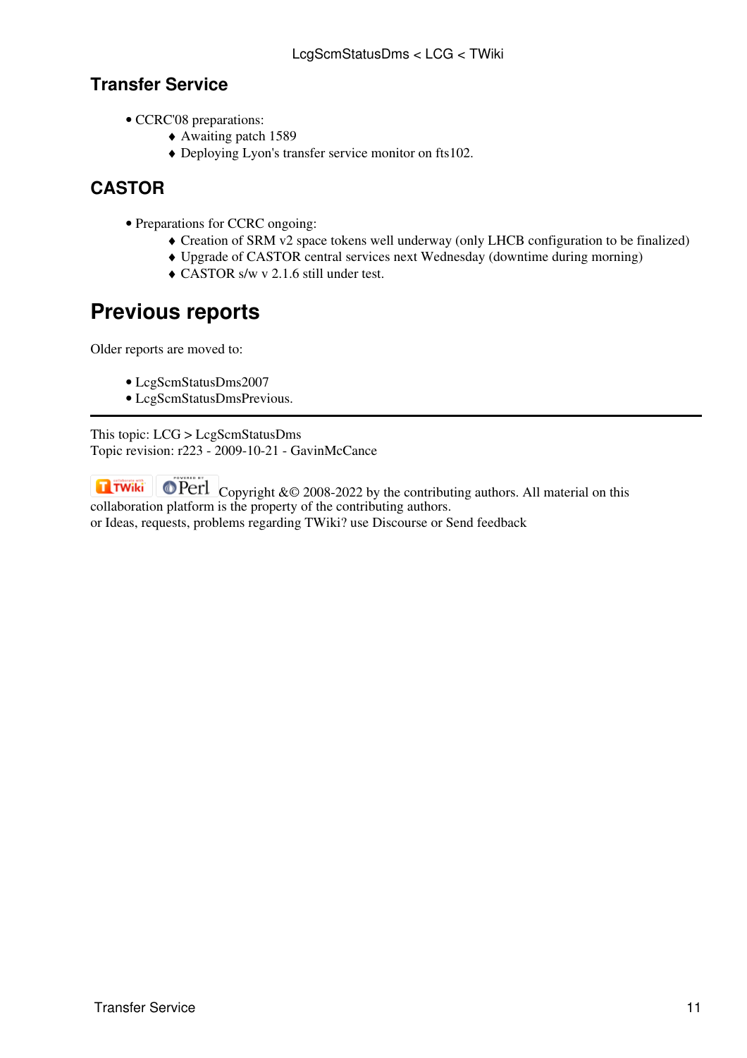## Transfer Service

- CCRC'08 preparations:
    - Awaiting patch 1589
    - Deploying Lyon's transfer service monitor on fts102.

## CASTOR

- Preparations for CCRC ongoing:
    - Creation of SRM v2 space tokens well underway (only LHCB configuration to be finalized)
    - Upgrade of CASTOR central services next Wednesday (downtime during morning)
    - CASTOR s/w v 2.1.6 still under test.

# Previous reports

Older reports are moved to:

- LcgScmStatusDms2007
- LcgScmStatusDmsPrevious.

---

This topic: LCG > LcgScmStatusDms
Topic revision: r223 - 2009-10-21 - GavinMcCance

Copyright &© 2008-2022 by the contributing authors. All material on this collaboration platform is the property of the contributing authors.
or Ideas, requests, problems regarding TWiki? use Discourse or Send feedback